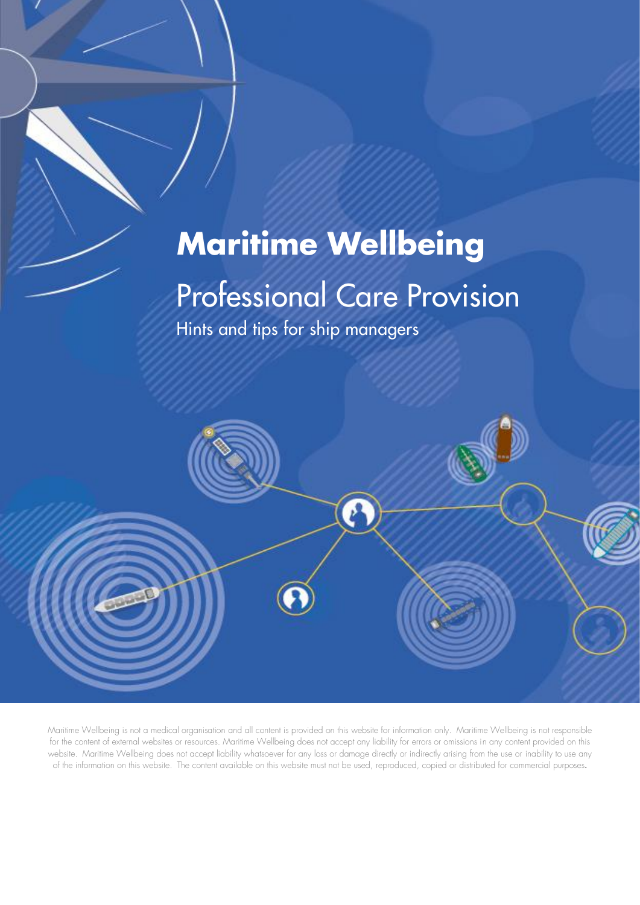# Maritime Wellbeing

## Professional Care Provision

### Hints and tips for ship managers

Maritime Wellbeing is not a medical organisation and all content is provided on this website for information only. Maritime Wellbeing is not responsible for the content of external websites or resources. Maritime Wellbeing does not accept any liability for errors or omissions in any content provided on this website. Maritime Wellbeing does not accept liability whatsoever for any loss or damage directly or indirectly arising from the use or inability to use any of the information on this website. The content available on this website must not be used, reproduced, copied or distributed for commercial purposes.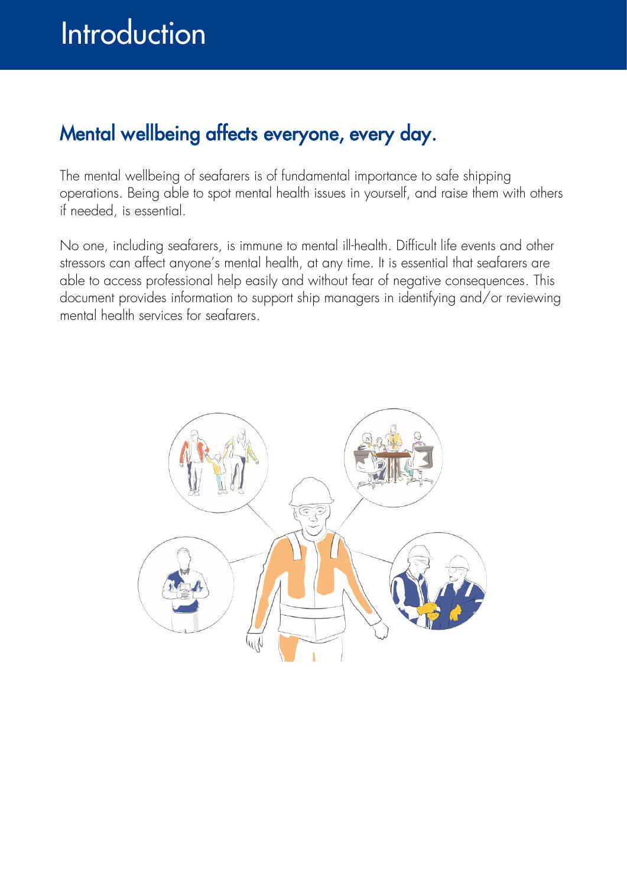# Introduction

## Mental wellbeing affects everyone, every day.

The mental wellbeing of seafarers is of fundamental importance to safe shipping operations. Being able to spot mental health issues in yourself, and raise them with others if needed, is essential.

No one, including seafarers, is immune to mental ill-health. Difficult life events and other stressors can affect anyone's mental health, at any time. It is essential that seafarers are able to access professional help easily and without fear of negative consequences. This document provides information to support ship managers in identifying and/or reviewing mental health services for seafarers.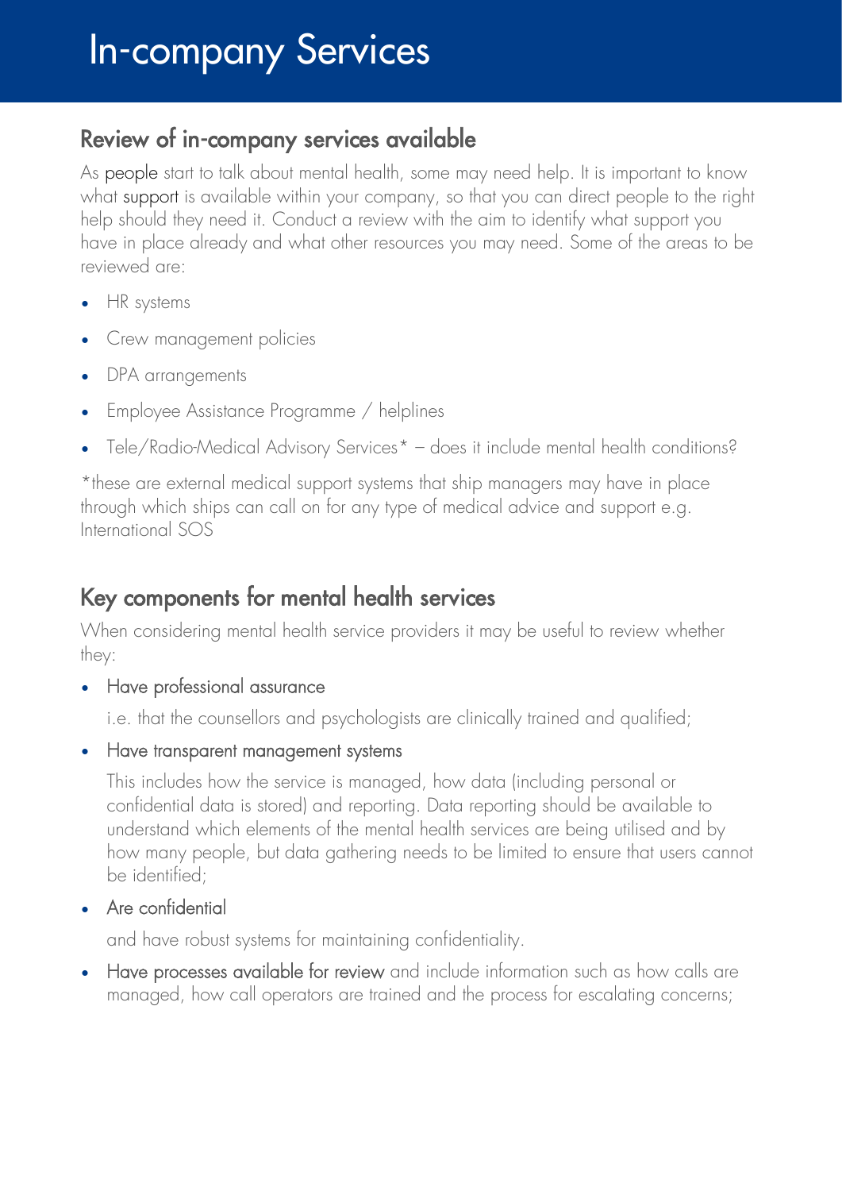# In-company Services

## Review of in-company services available

As people start to talk about mental health, some may need help. It is important to know what support is available within your company, so that you can direct people to the right help should they need it. Conduct a review with the aim to identify what support you have in place already and what other resources you may need. Some of the areas to be reviewed are:

- HR systems
- Crew management policies
- DPA arrangements
- Employee Assistance Programme / helplines
- Tele/Radio-Medical Advisory Services* – does it include mental health conditions?

*these are external medical support systems that ship managers may have in place through which ships can call on for any type of medical advice and support e.g. International SOS

## Key components for mental health services

When considering mental health service providers it may be useful to review whether they:

- Have professional assurance

  i.e. that the counsellors and psychologists are clinically trained and qualified;

- Have transparent management systems

  This includes how the service is managed, how data (including personal or confidential data is stored) and reporting. Data reporting should be available to understand which elements of the mental health services are being utilised and by how many people, but data gathering needs to be limited to ensure that users cannot be identified;

- Are confidential

  and have robust systems for maintaining confidentiality.

- Have processes available for review and include information such as how calls are managed, how call operators are trained and the process for escalating concerns;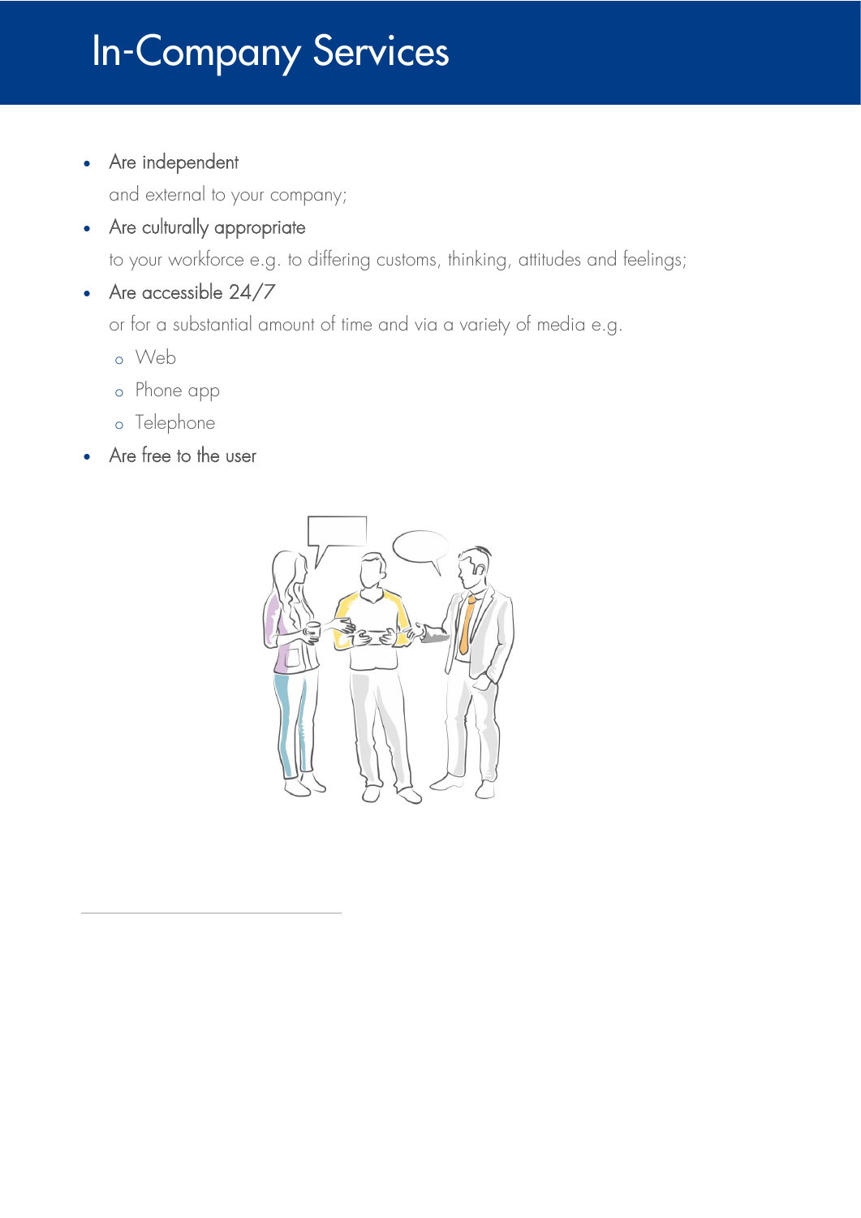# In-Company Services

- Are independent

  and external to your company;
- Are culturally appropriate

  to your workforce e.g. to differing customs, thinking, attitudes and feelings;
- Are accessible 24/7

  or for a substantial amount of time and via a variety of media e.g.
  - Web
  - Phone app
  - Telephone
- Are free to the user